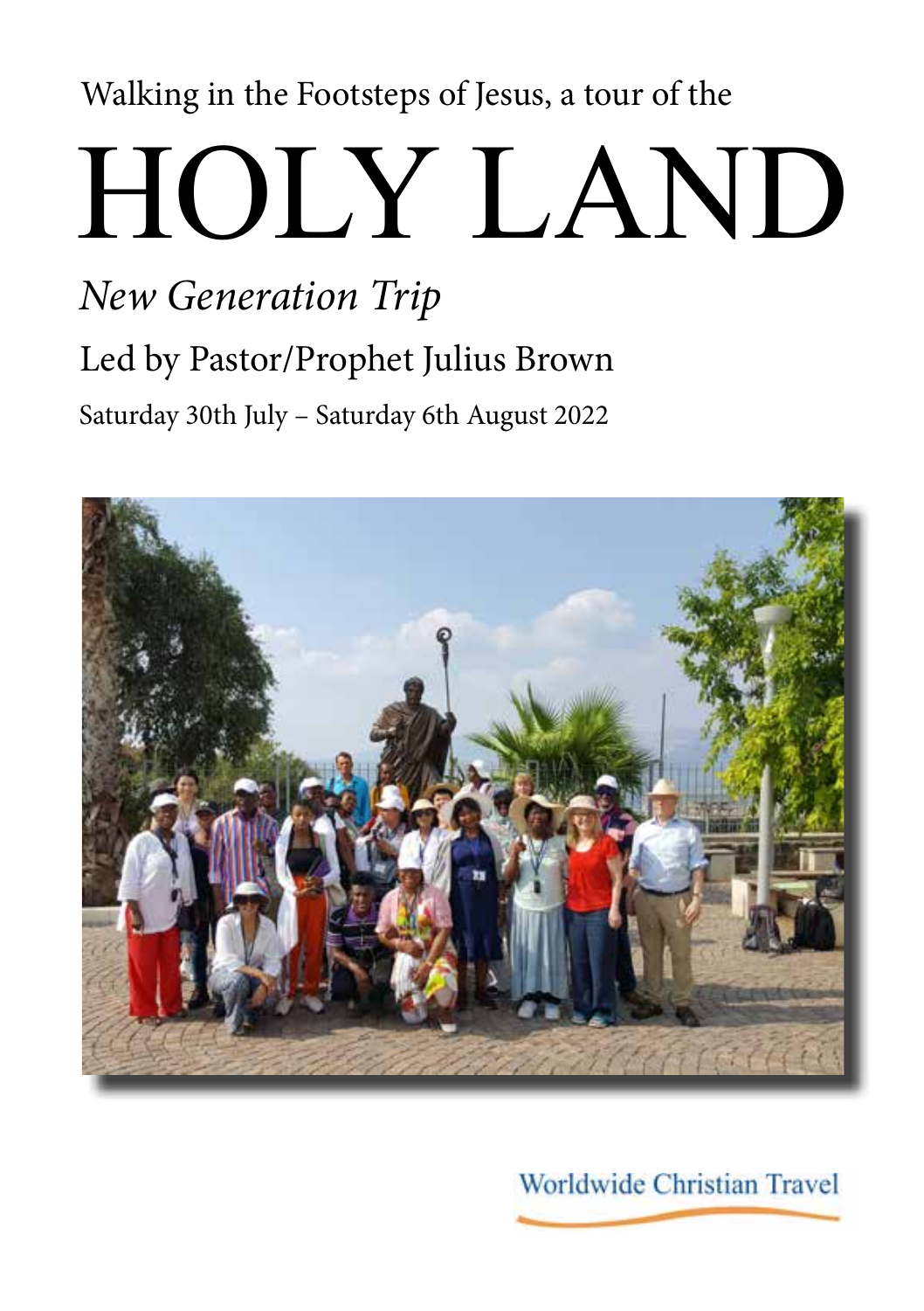Walking in the Footsteps of Jesus, a tour of the

# HOLY LAND

## *New Generation Trip*

### Led by Pastor/Prophet Julius Brown

Saturday 30th July – Saturday 6th August 2022

Worldwide Christian Travel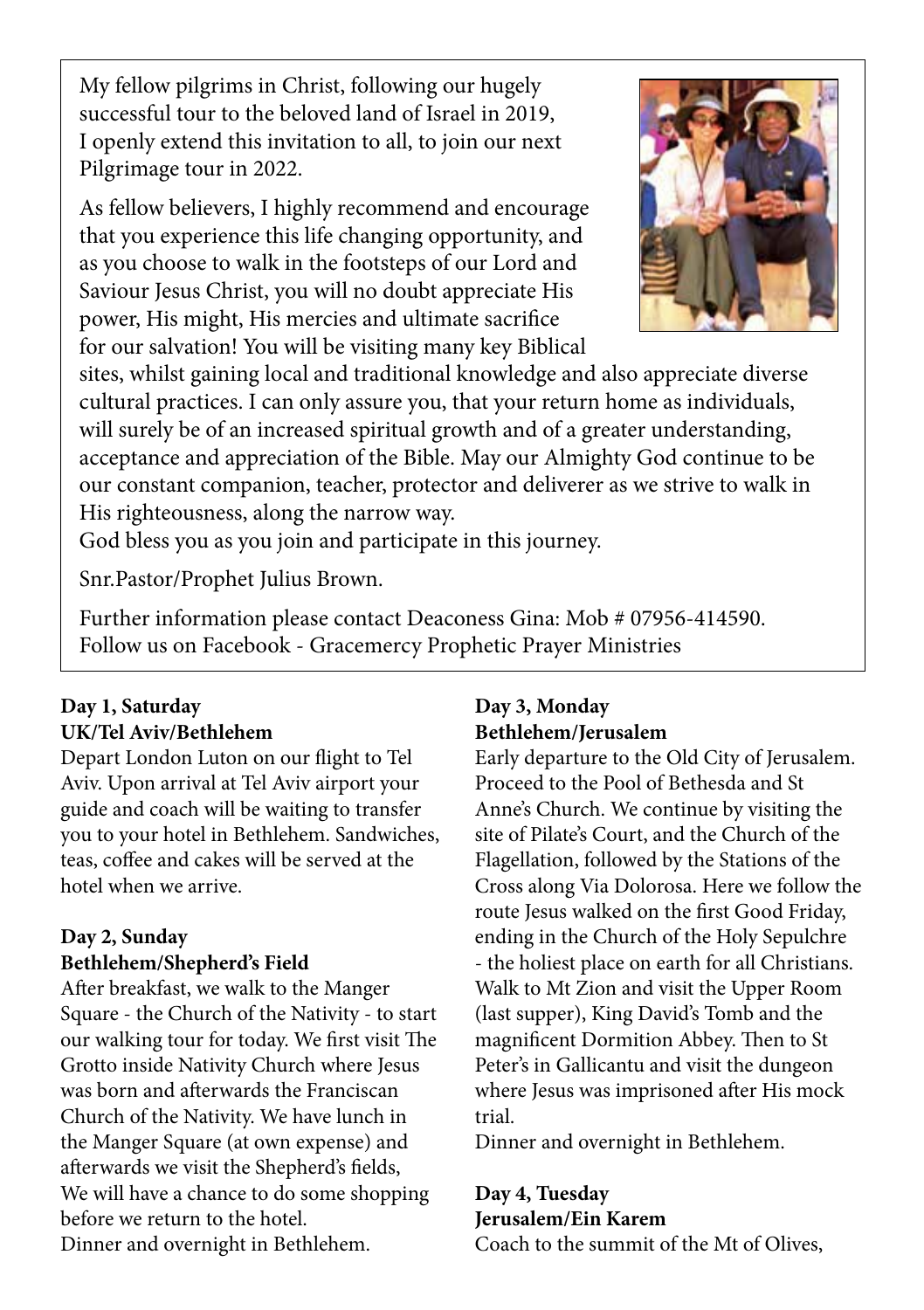My fellow pilgrims in Christ, following our hugely successful tour to the beloved land of Israel in 2019, I openly extend this invitation to all, to join our next Pilgrimage tour in 2022.

As fellow believers, I highly recommend and encourage that you experience this life changing opportunity, and as you choose to walk in the footsteps of our Lord and Saviour Jesus Christ, you will no doubt appreciate His power, His might, His mercies and ultimate sacrifice for our salvation! You will be visiting many key Biblical sites, whilst gaining local and traditional knowledge and also appreciate diverse cultural practices. I can only assure you, that your return home as individuals, will surely be of an increased spiritual growth and of a greater understanding, acceptance and appreciation of the Bible. May our Almighty God continue to be our constant companion, teacher, protector and deliverer as we strive to walk in His righteousness, along the narrow way.
God bless you as you join and participate in this journey.

Snr.Pastor/Prophet Julius Brown.

Further information please contact Deaconess Gina: Mob # 07956-414590.
Follow us on Facebook - Gracemercy Prophetic Prayer Ministries

**Day 1, Saturday**
**UK/Tel Aviv/Bethlehem**

Depart London Luton on our flight to Tel Aviv. Upon arrival at Tel Aviv airport your guide and coach will be waiting to transfer you to your hotel in Bethlehem. Sandwiches, teas, coffee and cakes will be served at the hotel when we arrive.

**Day 2, Sunday**
**Bethlehem/Shepherd's Field**

After breakfast, we walk to the Manger Square - the Church of the Nativity - to start our walking tour for today. We first visit The Grotto inside Nativity Church where Jesus was born and afterwards the Franciscan Church of the Nativity. We have lunch in the Manger Square (at own expense) and afterwards we visit the Shepherd's fields, We will have a chance to do some shopping before we return to the hotel.
Dinner and overnight in Bethlehem.

**Day 3, Monday**
**Bethlehem/Jerusalem**

Early departure to the Old City of Jerusalem. Proceed to the Pool of Bethesda and St Anne's Church. We continue by visiting the site of Pilate's Court, and the Church of the Flagellation, followed by the Stations of the Cross along Via Dolorosa. Here we follow the route Jesus walked on the first Good Friday, ending in the Church of the Holy Sepulchre - the holiest place on earth for all Christians. Walk to Mt Zion and visit the Upper Room (last supper), King David's Tomb and the magnificent Dormition Abbey. Then to St Peter's in Gallicantu and visit the dungeon where Jesus was imprisoned after His mock trial.
Dinner and overnight in Bethlehem.

**Day 4, Tuesday**
**Jerusalem/Ein Karem**

Coach to the summit of the Mt of Olives,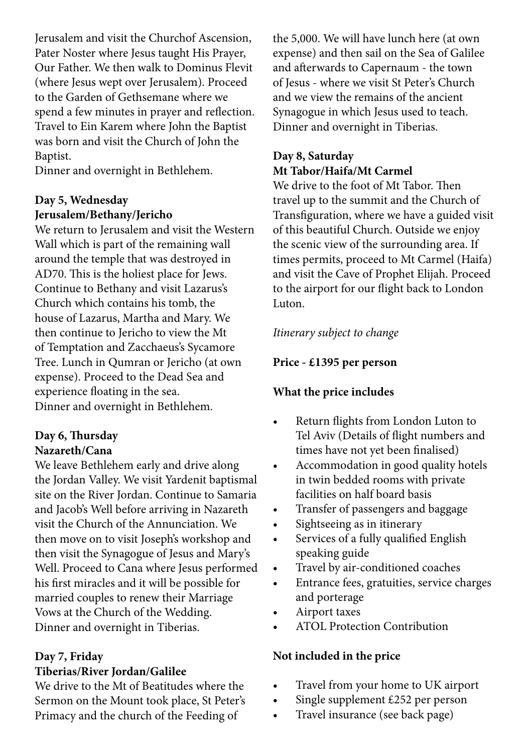Jerusalem and visit the Churchof Ascension, Pater Noster where Jesus taught His Prayer, Our Father. We then walk to Dominus Flevit (where Jesus wept over Jerusalem). Proceed to the Garden of Gethsemane where we spend a few minutes in prayer and reflection. Travel to Ein Karem where John the Baptist was born and visit the Church of John the Baptist.
Dinner and overnight in Bethlehem.

**Day 5, Wednesday**
**Jerusalem/Bethany/Jericho**

We return to Jerusalem and visit the Western Wall which is part of the remaining wall around the temple that was destroyed in AD70. This is the holiest place for Jews. Continue to Bethany and visit Lazarus's Church which contains his tomb, the house of Lazarus, Martha and Mary. We then continue to Jericho to view the Mt of Temptation and Zacchaeus's Sycamore Tree. Lunch in Qumran or Jericho (at own expense). Proceed to the Dead Sea and experience floating in the sea.
Dinner and overnight in Bethlehem.

**Day 6, Thursday**
**Nazareth/Cana**

We leave Bethlehem early and drive along the Jordan Valley. We visit Yardenit baptismal site on the River Jordan. Continue to Samaria and Jacob's Well before arriving in Nazareth visit the Church of the Annunciation. We then move on to visit Joseph's workshop and then visit the Synagogue of Jesus and Mary's Well. Proceed to Cana where Jesus performed his first miracles and it will be possible for married couples to renew their Marriage Vows at the Church of the Wedding.
Dinner and overnight in Tiberias.

**Day 7, Friday**
**Tiberias/River Jordan/Galilee**

We drive to the Mt of Beatitudes where the Sermon on the Mount took place, St Peter's Primacy and the church of the Feeding of the 5,000. We will have lunch here (at own expense) and then sail on the Sea of Galilee and afterwards to Capernaum - the town of Jesus - where we visit St Peter's Church and we view the remains of the ancient Synagogue in which Jesus used to teach.
Dinner and overnight in Tiberias.

**Day 8, Saturday**
**Mt Tabor/Haifa/Mt Carmel**

We drive to the foot of Mt Tabor. Then travel up to the summit and the Church of Transfiguration, where we have a guided visit of this beautiful Church. Outside we enjoy the scenic view of the surrounding area. If times permits, proceed to Mt Carmel (Haifa) and visit the Cave of Prophet Elijah. Proceed to the airport for our flight back to London Luton.

*Itinerary subject to change*

**Price - £1395 per person**

**What the price includes**

- Return flights from London Luton to Tel Aviv (Details of flight numbers and times have not yet been finalised)
- Accommodation in good quality hotels in twin bedded rooms with private facilities on half board basis
- Transfer of passengers and baggage
- Sightseeing as in itinerary
- Services of a fully qualified English speaking guide
- Travel by air-conditioned coaches
- Entrance fees, gratuities, service charges and porterage
- Airport taxes
- ATOL Protection Contribution

**Not included in the price**

- Travel from your home to UK airport
- Single supplement £252 per person
- Travel insurance (see back page)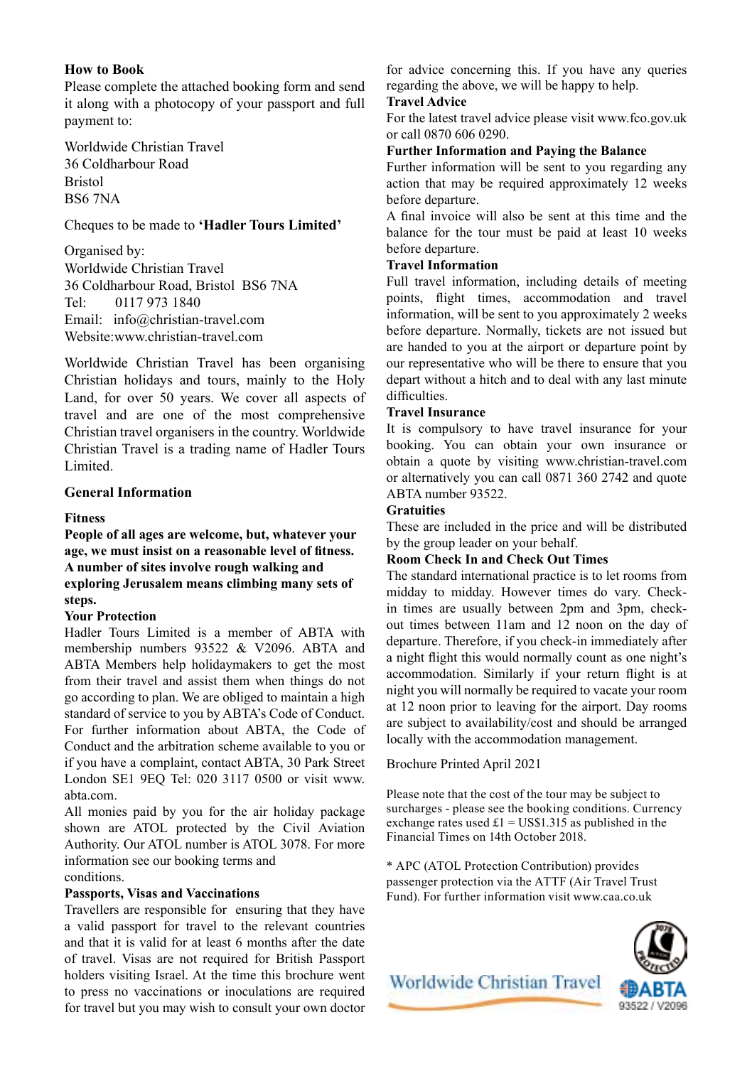### How to Book

Please complete the attached booking form and send it along with a photocopy of your passport and full payment to:

Worldwide Christian Travel
36 Coldharbour Road
Bristol
BS6 7NA

Cheques to be made to **'Hadler Tours Limited'**

Organised by:
Worldwide Christian Travel
36 Coldharbour Road, Bristol BS6 7NA
Tel: 0117 973 1840
Email: info@christian-travel.com
Website:www.christian-travel.com

Worldwide Christian Travel has been organising Christian holidays and tours, mainly to the Holy Land, for over 50 years. We cover all aspects of travel and are one of the most comprehensive Christian travel organisers in the country. Worldwide Christian Travel is a trading name of Hadler Tours Limited.

### General Information

**Fitness**

**People of all ages are welcome, but, whatever your age, we must insist on a reasonable level of fitness. A number of sites involve rough walking and exploring Jerusalem means climbing many sets of steps.**

**Your Protection**

Hadler Tours Limited is a member of ABTA with membership numbers 93522 & V2096. ABTA and ABTA Members help holidaymakers to get the most from their travel and assist them when things do not go according to plan. We are obliged to maintain a high standard of service to you by ABTA's Code of Conduct. For further information about ABTA, the Code of Conduct and the arbitration scheme available to you or if you have a complaint, contact ABTA, 30 Park Street London SE1 9EQ Tel: 020 3117 0500 or visit www.abta.com.

All monies paid by you for the air holiday package shown are ATOL protected by the Civil Aviation Authority. Our ATOL number is ATOL 3078. For more information see our booking terms and conditions.

**Passports, Visas and Vaccinations**

Travellers are responsible for ensuring that they have a valid passport for travel to the relevant countries and that it is valid for at least 6 months after the date of travel. Visas are not required for British Passport holders visiting Israel. At the time this brochure went to press no vaccinations or inoculations are required for travel but you may wish to consult your own doctor for advice concerning this. If you have any queries regarding the above, we will be happy to help.

**Travel Advice**

For the latest travel advice please visit www.fco.gov.uk or call 0870 606 0290.

**Further Information and Paying the Balance**

Further information will be sent to you regarding any action that may be required approximately 12 weeks before departure.

A final invoice will also be sent at this time and the balance for the tour must be paid at least 10 weeks before departure.

**Travel Information**

Full travel information, including details of meeting points, flight times, accommodation and travel information, will be sent to you approximately 2 weeks before departure. Normally, tickets are not issued but are handed to you at the airport or departure point by our representative who will be there to ensure that you depart without a hitch and to deal with any last minute difficulties.

**Travel Insurance**

It is compulsory to have travel insurance for your booking. You can obtain your own insurance or obtain a quote by visiting www.christian-travel.com or alternatively you can call 0871 360 2742 and quote ABTA number 93522.

**Gratuities**

These are included in the price and will be distributed by the group leader on your behalf.

**Room Check In and Check Out Times**

The standard international practice is to let rooms from midday to midday. However times do vary. Check-in times are usually between 2pm and 3pm, check-out times between 11am and 12 noon on the day of departure. Therefore, if you check-in immediately after a night flight this would normally count as one night's accommodation. Similarly if your return flight is at night you will normally be required to vacate your room at 12 noon prior to leaving for the airport. Day rooms are subject to availability/cost and should be arranged locally with the accommodation management.

Brochure Printed April 2021

Please note that the cost of the tour may be subject to surcharges - please see the booking conditions. Currency exchange rates used £1 = US$1.315 as published in the Financial Times on 14th October 2018.

* APC (ATOL Protection Contribution) provides passenger protection via the ATTF (Air Travel Trust Fund). For further information visit www.caa.co.uk

Worldwide Christian Travel

ABTA
93522 / V2096